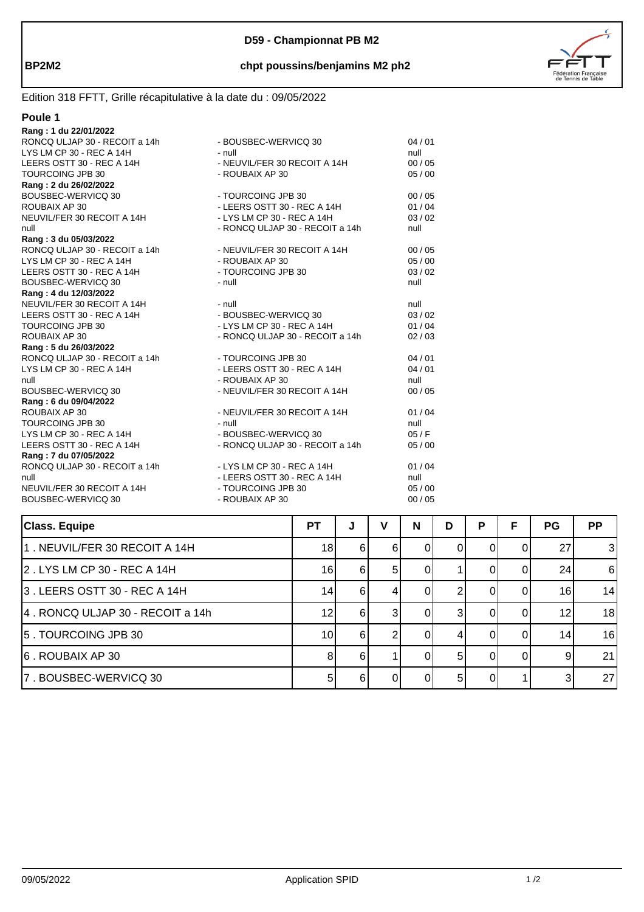**BP2M2**

# D59 - Championnat PB M2

## chpt poussins/benjamins M2 ph2

Edition 318 FFTT, Grille récapitulative à la date du : 09/05/2022

### Poule 1

**Rang : 1 du 22/01/2022**

| | | |
|---|---|---|
| RONCQ ULJAP 30 - RECOIT a 14h | - BOUSBEC-WERVICQ 30 | 04 / 01 |
| LYS LM CP 30 - REC A 14H | - null | null |
| LEERS OSTT 30 - REC A 14H | - NEUVIL/FER 30 RECOIT A 14H | 00 / 05 |
| TOURCOING JPB 30 | - ROUBAIX AP 30 | 05 / 00 |

**Rang : 2 du 26/02/2022**

| | | |
|---|---|---|
| BOUSBEC-WERVICQ 30 | - TOURCOING JPB 30 | 00 / 05 |
| ROUBAIX AP 30 | - LEERS OSTT 30 - REC A 14H | 01 / 04 |
| NEUVIL/FER 30 RECOIT A 14H | - LYS LM CP 30 - REC A 14H | 03 / 02 |
| null | - RONCQ ULJAP 30 - RECOIT a 14h | null |

**Rang : 3 du 05/03/2022**

| | | |
|---|---|---|
| RONCQ ULJAP 30 - RECOIT a 14h | - NEUVIL/FER 30 RECOIT A 14H | 00 / 05 |
| LYS LM CP 30 - REC A 14H | - ROUBAIX AP 30 | 05 / 00 |
| LEERS OSTT 30 - REC A 14H | - TOURCOING JPB 30 | 03 / 02 |
| BOUSBEC-WERVICQ 30 | - null | null |

**Rang : 4 du 12/03/2022**

| | | |
|---|---|---|
| NEUVIL/FER 30 RECOIT A 14H | - null | null |
| LEERS OSTT 30 - REC A 14H | - BOUSBEC-WERVICQ 30 | 03 / 02 |
| TOURCOING JPB 30 | - LYS LM CP 30 - REC A 14H | 01 / 04 |
| ROUBAIX AP 30 | - RONCQ ULJAP 30 - RECOIT a 14h | 02 / 03 |

**Rang : 5 du 26/03/2022**

| | | |
|---|---|---|
| RONCQ ULJAP 30 - RECOIT a 14h | - TOURCOING JPB 30 | 04 / 01 |
| LYS LM CP 30 - REC A 14H | - LEERS OSTT 30 - REC A 14H | 04 / 01 |
| null | - ROUBAIX AP 30 | null |
| BOUSBEC-WERVICQ 30 | - NEUVIL/FER 30 RECOIT A 14H | 00 / 05 |

**Rang : 6 du 09/04/2022**

| | | |
|---|---|---|
| ROUBAIX AP 30 | - NEUVIL/FER 30 RECOIT A 14H | 01 / 04 |
| TOURCOING JPB 30 | - null | null |
| LYS LM CP 30 - REC A 14H | - BOUSBEC-WERVICQ 30 | 05 / F |
| LEERS OSTT 30 - REC A 14H | - RONCQ ULJAP 30 - RECOIT a 14h | 05 / 00 |

**Rang : 7 du 07/05/2022**

| | | |
|---|---|---|
| RONCQ ULJAP 30 - RECOIT a 14h | - LYS LM CP 30 - REC A 14H | 01 / 04 |
| null | - LEERS OSTT 30 - REC A 14H | null |
| NEUVIL/FER 30 RECOIT A 14H | - TOURCOING JPB 30 | 05 / 00 |
| BOUSBEC-WERVICQ 30 | - ROUBAIX AP 30 | 00 / 05 |

| Class. Equipe | PT | J | V | N | D | P | F | PG | PP |
|---|---|---|---|---|---|---|---|---|---|
| 1 . NEUVIL/FER 30 RECOIT A 14H | 18 | 6 | 6 | 0 | 0 | 0 | 0 | 27 | 3 |
| 2 . LYS LM CP 30 - REC A 14H | 16 | 6 | 5 | 0 | 1 | 0 | 0 | 24 | 6 |
| 3 . LEERS OSTT 30 - REC A 14H | 14 | 6 | 4 | 0 | 2 | 0 | 0 | 16 | 14 |
| 4 . RONCQ ULJAP 30 - RECOIT a 14h | 12 | 6 | 3 | 0 | 3 | 0 | 0 | 12 | 18 |
| 5 . TOURCOING JPB 30 | 10 | 6 | 2 | 0 | 4 | 0 | 0 | 14 | 16 |
| 6 . ROUBAIX AP 30 | 8 | 6 | 1 | 0 | 5 | 0 | 0 | 9 | 21 |
| 7 . BOUSBEC-WERVICQ 30 | 5 | 6 | 0 | 0 | 5 | 0 | 1 | 3 | 27 |

09/05/2022 — Application SPID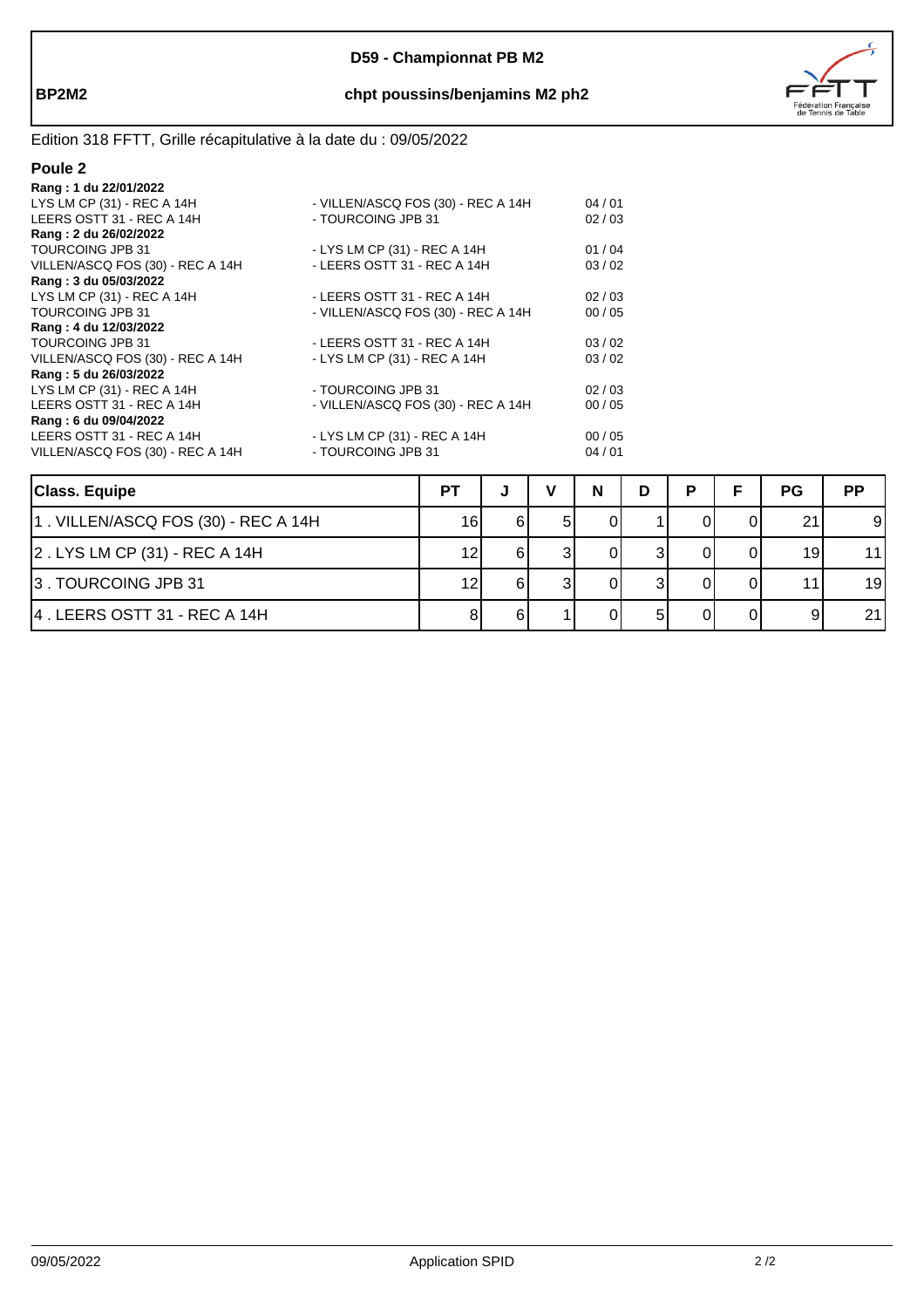**D59 - Championnat PB M2**

**BP2M2** **chpt poussins/benjamins M2 ph2**

Edition 318 FFTT, Grille récapitulative à la date du : 09/05/2022

## Poule 2

**Rang : 1 du 22/01/2022**

| | | |
|---|---|---|
| LYS LM CP (31) - REC A 14H | - VILLEN/ASCQ FOS (30) - REC A 14H | 04 / 01 |
| LEERS OSTT 31 - REC A 14H | - TOURCOING JPB 31 | 02 / 03 |

**Rang : 2 du 26/02/2022**

| | | |
|---|---|---|
| TOURCOING JPB 31 | - LYS LM CP (31) - REC A 14H | 01 / 04 |
| VILLEN/ASCQ FOS (30) - REC A 14H | - LEERS OSTT 31 - REC A 14H | 03 / 02 |

**Rang : 3 du 05/03/2022**

| | | |
|---|---|---|
| LYS LM CP (31) - REC A 14H | - LEERS OSTT 31 - REC A 14H | 02 / 03 |
| TOURCOING JPB 31 | - VILLEN/ASCQ FOS (30) - REC A 14H | 00 / 05 |

**Rang : 4 du 12/03/2022**

| | | |
|---|---|---|
| TOURCOING JPB 31 | - LEERS OSTT 31 - REC A 14H | 03 / 02 |
| VILLEN/ASCQ FOS (30) - REC A 14H | - LYS LM CP (31) - REC A 14H | 03 / 02 |

**Rang : 5 du 26/03/2022**

| | | |
|---|---|---|
| LYS LM CP (31) - REC A 14H | - TOURCOING JPB 31 | 02 / 03 |
| LEERS OSTT 31 - REC A 14H | - VILLEN/ASCQ FOS (30) - REC A 14H | 00 / 05 |

**Rang : 6 du 09/04/2022**

| | | |
|---|---|---|
| LEERS OSTT 31 - REC A 14H | - LYS LM CP (31) - REC A 14H | 00 / 05 |
| VILLEN/ASCQ FOS (30) - REC A 14H | - TOURCOING JPB 31 | 04 / 01 |

| Class. Equipe | PT | J | V | N | D | P | F | PG | PP |
|---|---|---|---|---|---|---|---|---|---|
| 1 . VILLEN/ASCQ FOS (30) - REC A 14H | 16 | 6 | 5 | 0 | 1 | 0 | 0 | 21 | 9 |
| 2 . LYS LM CP (31) - REC A 14H | 12 | 6 | 3 | 0 | 3 | 0 | 0 | 19 | 11 |
| 3 . TOURCOING JPB 31 | 12 | 6 | 3 | 0 | 3 | 0 | 0 | 11 | 19 |
| 4 . LEERS OSTT 31 - REC A 14H | 8 | 6 | 1 | 0 | 5 | 0 | 0 | 9 | 21 |